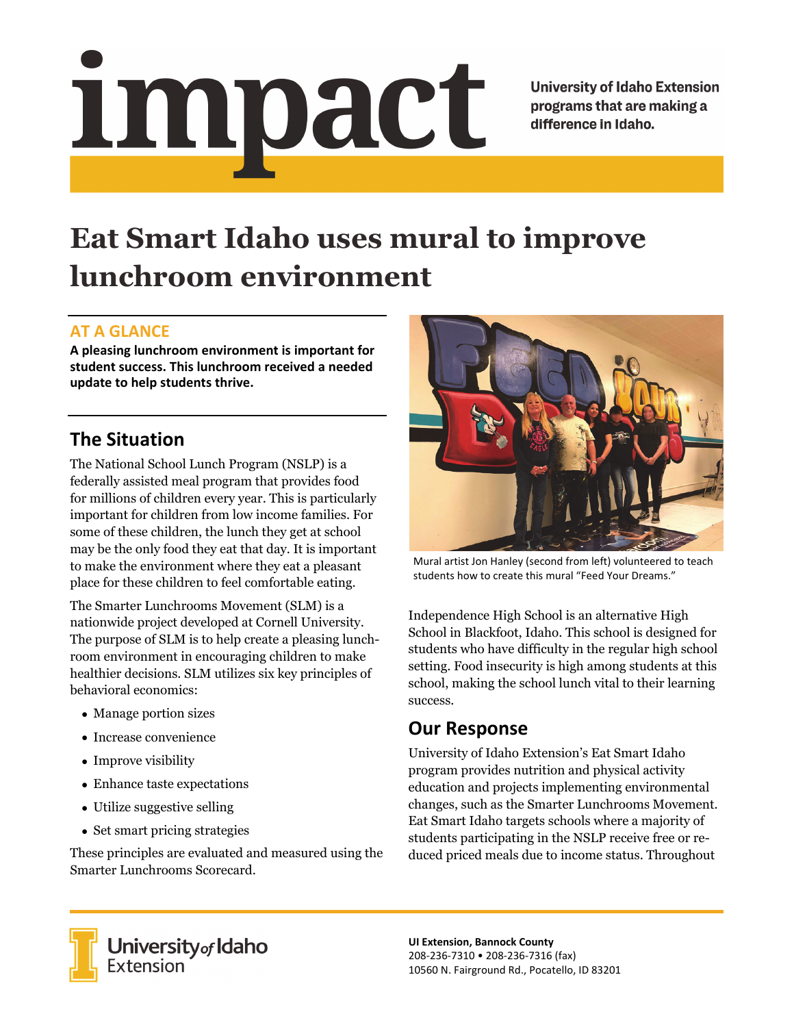# impact

**University of Idaho Extension programs that are making a difference in Idaho.**

# Eat Smart Idaho uses mural to improve lunchroom environment

## AT A GLANCE

**A pleasing lunchroom environment is important for student success. This lunchroom received a needed update to help students thrive.**

## The Situation

The National School Lunch Program (NSLP) is a federally assisted meal program that provides food for millions of children every year. This is particularly important for children from low income families. For some of these children, the lunch they get at school may be the only food they eat that day. It is important to make the environment where they eat a pleasant place for these children to feel comfortable eating.

The Smarter Lunchrooms Movement (SLM) is a nationwide project developed at Cornell University. The purpose of SLM is to help create a pleasing lunchroom environment in encouraging children to make healthier decisions. SLM utilizes six key principles of behavioral economics:

- Manage portion sizes
- Increase convenience
- Improve visibility
- Enhance taste expectations
- Utilize suggestive selling
- Set smart pricing strategies

These principles are evaluated and measured using the Smarter Lunchrooms Scorecard.

Mural artist Jon Hanley (second from left) volunteered to teach students how to create this mural "Feed Your Dreams."

Independence High School is an alternative High School in Blackfoot, Idaho. This school is designed for students who have difficulty in the regular high school setting. Food insecurity is high among students at this school, making the school lunch vital to their learning success.

## Our Response

University of Idaho Extension's Eat Smart Idaho program provides nutrition and physical activity education and projects implementing environmental changes, such as the Smarter Lunchrooms Movement. Eat Smart Idaho targets schools where a majority of students participating in the NSLP receive free or reduced priced meals due to income status. Throughout

University of Idaho Extension

**UI Extension, Bannock County**
208-236-7310 • 208-236-7316 (fax)
10560 N. Fairground Rd., Pocatello, ID 83201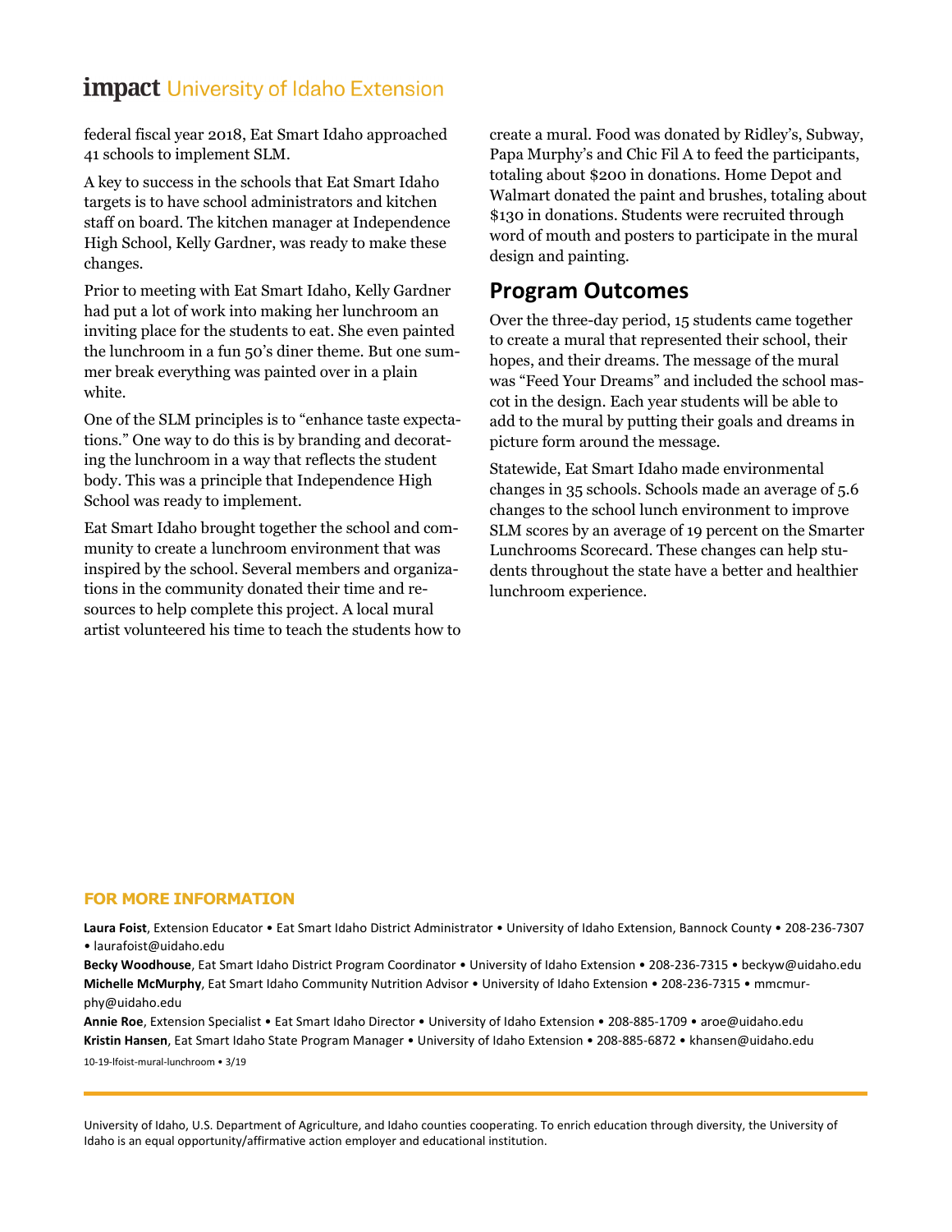federal fiscal year 2018, Eat Smart Idaho approached 41 schools to implement SLM.

A key to success in the schools that Eat Smart Idaho targets is to have school administrators and kitchen staff on board. The kitchen manager at Independence High School, Kelly Gardner, was ready to make these changes.

Prior to meeting with Eat Smart Idaho, Kelly Gardner had put a lot of work into making her lunchroom an inviting place for the students to eat. She even painted the lunchroom in a fun 50's diner theme. But one summer break everything was painted over in a plain white.

One of the SLM principles is to "enhance taste expectations." One way to do this is by branding and decorating the lunchroom in a way that reflects the student body. This was a principle that Independence High School was ready to implement.

Eat Smart Idaho brought together the school and community to create a lunchroom environment that was inspired by the school. Several members and organizations in the community donated their time and resources to help complete this project. A local mural artist volunteered his time to teach the students how to create a mural. Food was donated by Ridley's, Subway, Papa Murphy's and Chic Fil A to feed the participants, totaling about $200 in donations. Home Depot and Walmart donated the paint and brushes, totaling about $130 in donations. Students were recruited through word of mouth and posters to participate in the mural design and painting.

## Program Outcomes

Over the three-day period, 15 students came together to create a mural that represented their school, their hopes, and their dreams. The message of the mural was "Feed Your Dreams" and included the school mascot in the design. Each year students will be able to add to the mural by putting their goals and dreams in picture form around the message.

Statewide, Eat Smart Idaho made environmental changes in 35 schools. Schools made an average of 5.6 changes to the school lunch environment to improve SLM scores by an average of 19 percent on the Smarter Lunchrooms Scorecard. These changes can help students throughout the state have a better and healthier lunchroom experience.

### FOR MORE INFORMATION

**Laura Foist**, Extension Educator • Eat Smart Idaho District Administrator • University of Idaho Extension, Bannock County • 208-236-7307 • laurafoist@uidaho.edu

**Becky Woodhouse**, Eat Smart Idaho District Program Coordinator • University of Idaho Extension • 208-236-7315 • beckyw@uidaho.edu

**Michelle McMurphy**, Eat Smart Idaho Community Nutrition Advisor • University of Idaho Extension • 208-236-7315 • mmcmurphy@uidaho.edu

**Annie Roe**, Extension Specialist • Eat Smart Idaho Director • University of Idaho Extension • 208-885-1709 • aroe@uidaho.edu

**Kristin Hansen**, Eat Smart Idaho State Program Manager • University of Idaho Extension • 208-885-6872 • khansen@uidaho.edu

10-19-lfoist-mural-lunchroom • 3/19

University of Idaho, U.S. Department of Agriculture, and Idaho counties cooperating. To enrich education through diversity, the University of Idaho is an equal opportunity/affirmative action employer and educational institution.